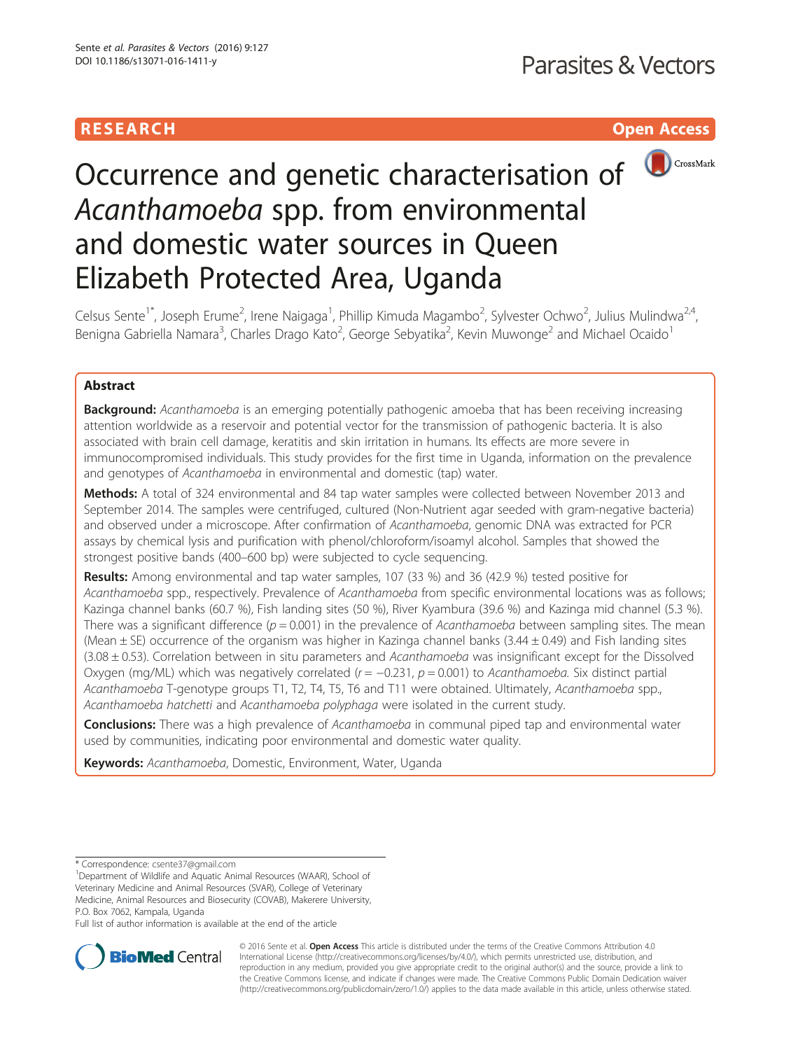RESEARCH Open Access

# Occurrence and genetic characterisation of *Acanthamoeba* spp. from environmental and domestic water sources in Queen Elizabeth Protected Area, Uganda

Celsus Sente[1*], Joseph Erume[2], Irene Naigaga[1], Phillip Kimuda Magambo[2], Sylvester Ochwo[2], Julius Mulindwa[2,4], Benigna Gabriella Namara[3], Charles Drago Kato[2], George Sebyatika[2], Kevin Muwonge[2] and Michael Ocaido[1]

## Abstract

**Background:** *Acanthamoeba* is an emerging potentially pathogenic amoeba that has been receiving increasing attention worldwide as a reservoir and potential vector for the transmission of pathogenic bacteria. It is also associated with brain cell damage, keratitis and skin irritation in humans. Its effects are more severe in immunocompromised individuals. This study provides for the first time in Uganda, information on the prevalence and genotypes of *Acanthamoeba* in environmental and domestic (tap) water.

**Methods:** A total of 324 environmental and 84 tap water samples were collected between November 2013 and September 2014. The samples were centrifuged, cultured (Non-Nutrient agar seeded with gram-negative bacteria) and observed under a microscope. After confirmation of *Acanthamoeba*, genomic DNA was extracted for PCR assays by chemical lysis and purification with phenol/chloroform/isoamyl alcohol. Samples that showed the strongest positive bands (400–600 bp) were subjected to cycle sequencing.

**Results:** Among environmental and tap water samples, 107 (33 %) and 36 (42.9 %) tested positive for *Acanthamoeba* spp., respectively. Prevalence of *Acanthamoeba* from specific environmental locations was as follows; Kazinga channel banks (60.7 %), Fish landing sites (50 %), River Kyambura (39.6 %) and Kazinga mid channel (5.3 %). There was a significant difference ($p = 0.001$) in the prevalence of *Acanthamoeba* between sampling sites. The mean (Mean ± SE) occurrence of the organism was higher in Kazinga channel banks (3.44 ± 0.49) and Fish landing sites (3.08 ± 0.53). Correlation between in situ parameters and *Acanthamoeba* was insignificant except for the Dissolved Oxygen (mg/ML) which was negatively correlated ($r = -0.231$, $p = 0.001$) to *Acanthamoeba*. Six distinct partial *Acanthamoeba* T-genotype groups T1, T2, T4, T5, T6 and T11 were obtained. Ultimately, *Acanthamoeba* spp., *Acanthamoeba hatchetti* and *Acanthamoeba polyphaga* were isolated in the current study.

**Conclusions:** There was a high prevalence of *Acanthamoeba* in communal piped tap and environmental water used by communities, indicating poor environmental and domestic water quality.

**Keywords:** *Acanthamoeba*, Domestic, Environment, Water, Uganda

\* Correspondence: csente37@gmail.com
[1]Department of Wildlife and Aquatic Animal Resources (WAAR), School of Veterinary Medicine and Animal Resources (SVAR), College of Veterinary Medicine, Animal Resources and Biosecurity (COVAB), Makerere University, P.O. Box 7062, Kampala, Uganda
Full list of author information is available at the end of the article

© 2016 Sente et al. **Open Access** This article is distributed under the terms of the Creative Commons Attribution 4.0 International License (http://creativecommons.org/licenses/by/4.0/), which permits unrestricted use, distribution, and reproduction in any medium, provided you give appropriate credit to the original author(s) and the source, provide a link to the Creative Commons license, and indicate if changes were made. The Creative Commons Public Domain Dedication waiver (http://creativecommons.org/publicdomain/zero/1.0/) applies to the data made available in this article, unless otherwise stated.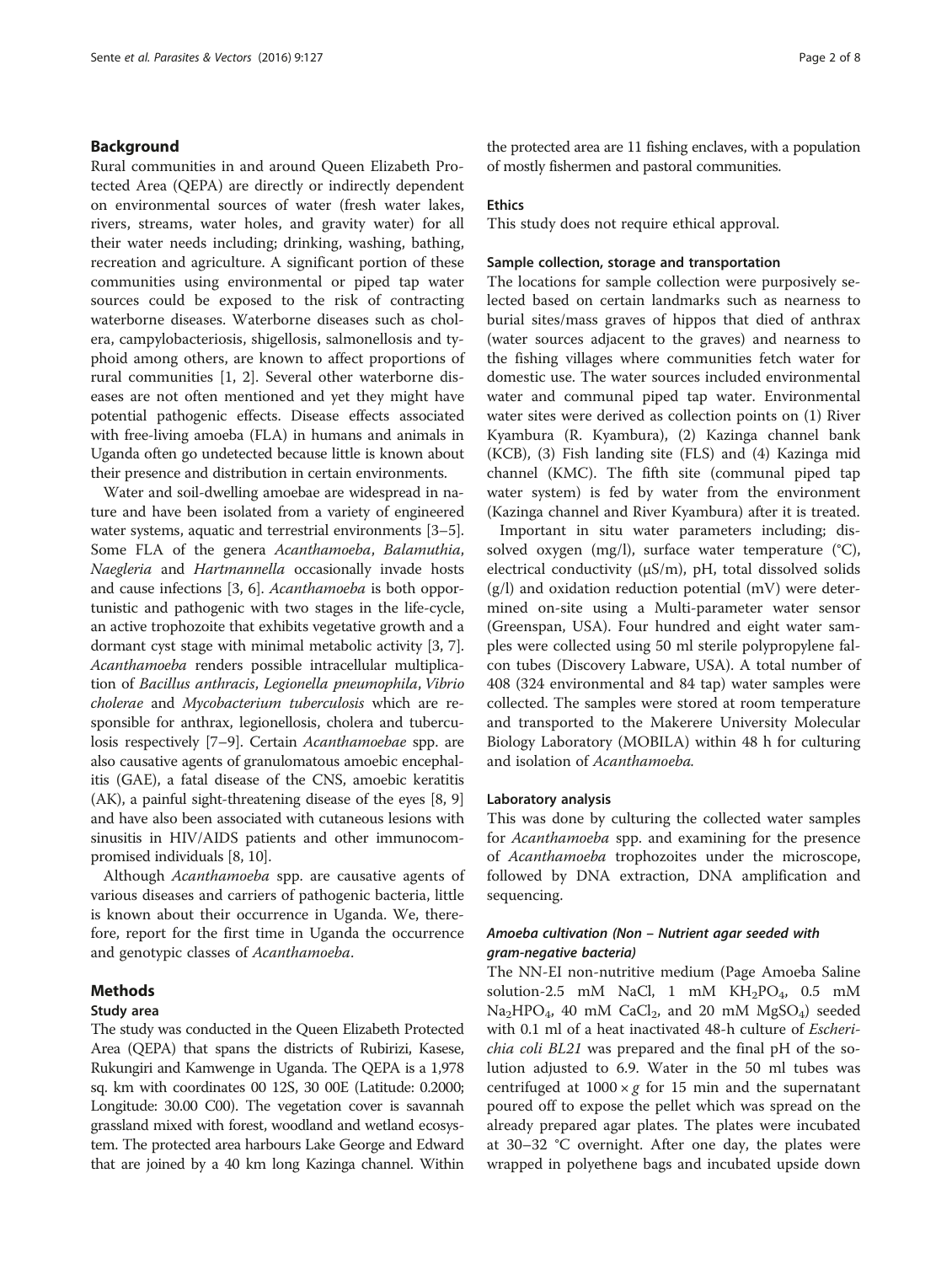## Background

Rural communities in and around Queen Elizabeth Protected Area (QEPA) are directly or indirectly dependent on environmental sources of water (fresh water lakes, rivers, streams, water holes, and gravity water) for all their water needs including; drinking, washing, bathing, recreation and agriculture. A significant portion of these communities using environmental or piped tap water sources could be exposed to the risk of contracting waterborne diseases. Waterborne diseases such as cholera, campylobacteriosis, shigellosis, salmonellosis and typhoid among others, are known to affect proportions of rural communities [1, 2]. Several other waterborne diseases are not often mentioned and yet they might have potential pathogenic effects. Disease effects associated with free-living amoeba (FLA) in humans and animals in Uganda often go undetected because little is known about their presence and distribution in certain environments.

Water and soil-dwelling amoebae are widespread in nature and have been isolated from a variety of engineered water systems, aquatic and terrestrial environments [3–5]. Some FLA of the genera *Acanthamoeba*, *Balamuthia*, *Naegleria* and *Hartmannella* occasionally invade hosts and cause infections [3, 6]. *Acanthamoeba* is both opportunistic and pathogenic with two stages in the life-cycle, an active trophozoite that exhibits vegetative growth and a dormant cyst stage with minimal metabolic activity [3, 7]. *Acanthamoeba* renders possible intracellular multiplication of *Bacillus anthracis*, *Legionella pneumophila*, *Vibrio cholerae* and *Mycobacterium tuberculosis* which are responsible for anthrax, legionellosis, cholera and tuberculosis respectively [7–9]. Certain *Acanthamoebae* spp. are also causative agents of granulomatous amoebic encephalitis (GAE), a fatal disease of the CNS, amoebic keratitis (AK), a painful sight-threatening disease of the eyes [8, 9] and have also been associated with cutaneous lesions with sinusitis in HIV/AIDS patients and other immunocompromised individuals [8, 10].

Although *Acanthamoeba* spp. are causative agents of various diseases and carriers of pathogenic bacteria, little is known about their occurrence in Uganda. We, therefore, report for the first time in Uganda the occurrence and genotypic classes of *Acanthamoeba*.

## Methods

### Study area

The study was conducted in the Queen Elizabeth Protected Area (QEPA) that spans the districts of Rubirizi, Kasese, Rukungiri and Kamwenge in Uganda. The QEPA is a 1,978 sq. km with coordinates 00 12S, 30 00E (Latitude: 0.2000; Longitude: 30.00 C00). The vegetation cover is savannah grassland mixed with forest, woodland and wetland ecosystem. The protected area harbours Lake George and Edward that are joined by a 40 km long Kazinga channel. Within the protected area are 11 fishing enclaves, with a population of mostly fishermen and pastoral communities.

### Ethics

This study does not require ethical approval.

### Sample collection, storage and transportation

The locations for sample collection were purposively selected based on certain landmarks such as nearness to burial sites/mass graves of hippos that died of anthrax (water sources adjacent to the graves) and nearness to the fishing villages where communities fetch water for domestic use. The water sources included environmental water and communal piped tap water. Environmental water sites were derived as collection points on (1) River Kyambura (R. Kyambura), (2) Kazinga channel bank (KCB), (3) Fish landing site (FLS) and (4) Kazinga mid channel (KMC). The fifth site (communal piped tap water system) is fed by water from the environment (Kazinga channel and River Kyambura) after it is treated.

Important in situ water parameters including; dissolved oxygen (mg/l), surface water temperature (°C), electrical conductivity (μS/m), pH, total dissolved solids (g/l) and oxidation reduction potential (mV) were determined on-site using a Multi-parameter water sensor (Greenspan, USA). Four hundred and eight water samples were collected using 50 ml sterile polypropylene falcon tubes (Discovery Labware, USA). A total number of 408 (324 environmental and 84 tap) water samples were collected. The samples were stored at room temperature and transported to the Makerere University Molecular Biology Laboratory (MOBILA) within 48 h for culturing and isolation of *Acanthamoeba.*

### Laboratory analysis

This was done by culturing the collected water samples for *Acanthamoeba* spp. and examining for the presence of *Acanthamoeba* trophozoites under the microscope, followed by DNA extraction, DNA amplification and sequencing.

#### *Amoeba cultivation (Non – Nutrient agar seeded with gram-negative bacteria)*

The NN-EI non-nutritive medium (Page Amoeba Saline solution-2.5 mM NaCl, 1 mM $KH_2PO_4$, 0.5 mM $Na_2HPO_4$, 40 mM $CaCl_2$, and 20 mM $MgSO_4$) seeded with 0.1 ml of a heat inactivated 48-h culture of *Escherichia coli BL21* was prepared and the final pH of the solution adjusted to 6.9. Water in the 50 ml tubes was centrifuged at $1000 \times g$ for 15 min and the supernatant poured off to expose the pellet which was spread on the already prepared agar plates. The plates were incubated at 30–32 °C overnight. After one day, the plates were wrapped in polyethene bags and incubated upside down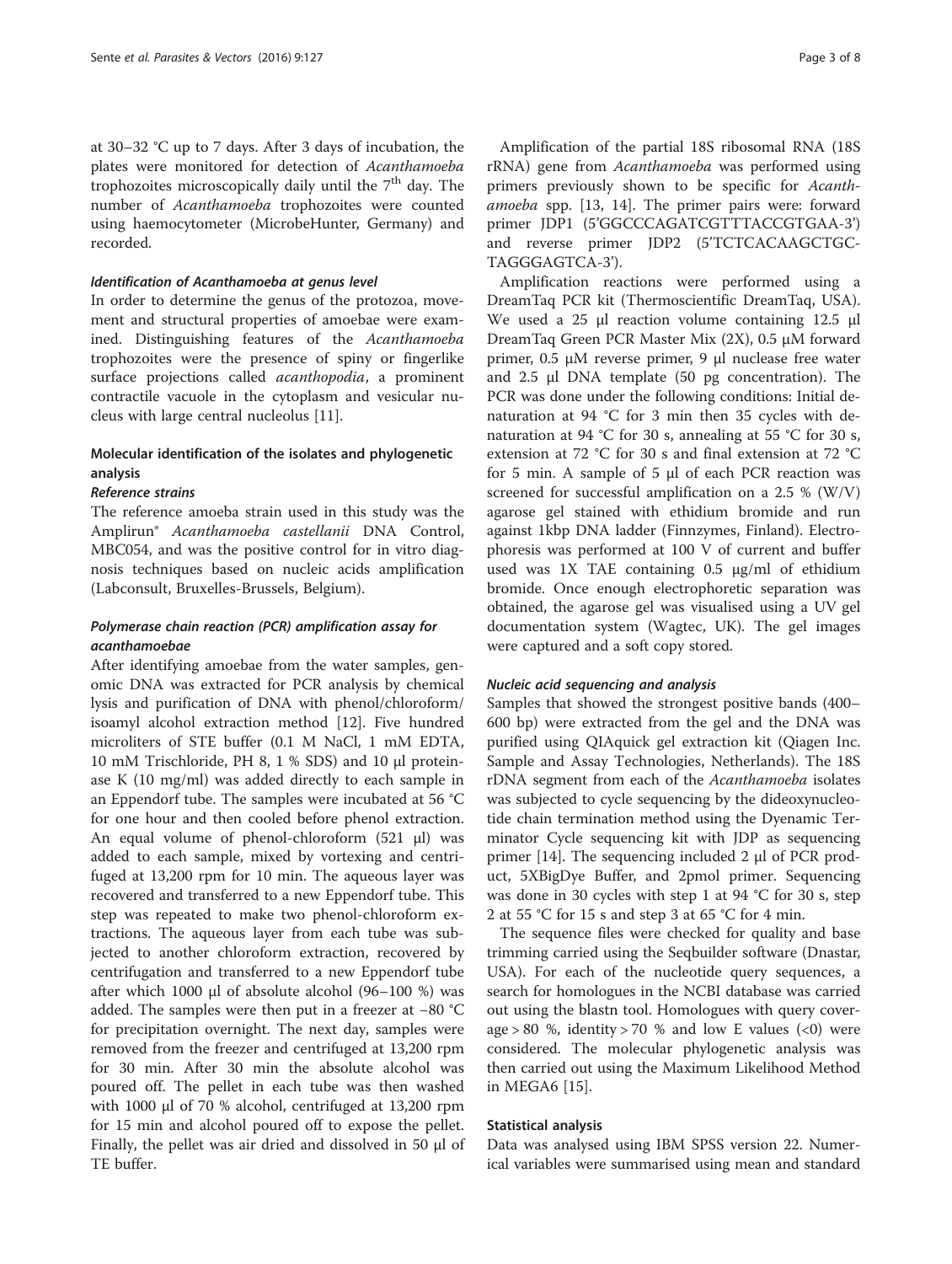at 30–32 °C up to 7 days. After 3 days of incubation, the plates were monitored for detection of *Acanthamoeba* trophozoites microscopically daily until the 7[th] day. The number of *Acanthamoeba* trophozoites were counted using haemocytometer (MicrobeHunter, Germany) and recorded.

#### *Identification of Acanthamoeba at genus level*

In order to determine the genus of the protozoa, movement and structural properties of amoebae were examined. Distinguishing features of the *Acanthamoeba* trophozoites were the presence of spiny or fingerlike surface projections called *acanthopodia*, a prominent contractile vacuole in the cytoplasm and vesicular nucleus with large central nucleolus [11].

### Molecular identification of the isolates and phylogenetic analysis

#### *Reference strains*

The reference amoeba strain used in this study was the Amplirun® *Acanthamoeba castellanii* DNA Control, MBC054, and was the positive control for in vitro diagnosis techniques based on nucleic acids amplification (Labconsult, Bruxelles-Brussels, Belgium).

#### *Polymerase chain reaction (PCR) amplification assay for acanthamoebae*

After identifying amoebae from the water samples, genomic DNA was extracted for PCR analysis by chemical lysis and purification of DNA with phenol/chloroform/isoamyl alcohol extraction method [12]. Five hundred microliters of STE buffer (0.1 M NaCl, 1 mM EDTA, 10 mM Trischloride, PH 8, 1 % SDS) and 10 μl proteinase K (10 mg/ml) was added directly to each sample in an Eppendorf tube. The samples were incubated at 56 °C for one hour and then cooled before phenol extraction. An equal volume of phenol-chloroform (521 μl) was added to each sample, mixed by vortexing and centrifuged at 13,200 rpm for 10 min. The aqueous layer was recovered and transferred to a new Eppendorf tube. This step was repeated to make two phenol-chloroform extractions. The aqueous layer from each tube was subjected to another chloroform extraction, recovered by centrifugation and transferred to a new Eppendorf tube after which 1000 μl of absolute alcohol (96–100 %) was added. The samples were then put in a freezer at −80 °C for precipitation overnight. The next day, samples were removed from the freezer and centrifuged at 13,200 rpm for 30 min. After 30 min the absolute alcohol was poured off. The pellet in each tube was then washed with 1000 μl of 70 % alcohol, centrifuged at 13,200 rpm for 15 min and alcohol poured off to expose the pellet. Finally, the pellet was air dried and dissolved in 50 μl of TE buffer.

Amplification of the partial 18S ribosomal RNA (18S rRNA) gene from *Acanthamoeba* was performed using primers previously shown to be specific for *Acanthamoeba* spp. [13, 14]. The primer pairs were: forward primer JDP1 (5'GGCCCAGATCGTTTACCGTGAA-3') and reverse primer JDP2 (5'TCTCACAAGCTGCTAGGGAGTCA-3').

Amplification reactions were performed using a DreamTaq PCR kit (Thermoscientific DreamTaq, USA). We used a 25 μl reaction volume containing 12.5 μl DreamTaq Green PCR Master Mix (2X), 0.5 μM forward primer, 0.5 μM reverse primer, 9 μl nuclease free water and 2.5 μl DNA template (50 pg concentration). The PCR was done under the following conditions: Initial denaturation at 94 °C for 3 min then 35 cycles with denaturation at 94 °C for 30 s, annealing at 55 °C for 30 s, extension at 72 °C for 30 s and final extension at 72 °C for 5 min. A sample of 5 μl of each PCR reaction was screened for successful amplification on a 2.5 % (W/V) agarose gel stained with ethidium bromide and run against 1kbp DNA ladder (Finnzymes, Finland). Electrophoresis was performed at 100 V of current and buffer used was 1X TAE containing 0.5 μg/ml of ethidium bromide. Once enough electrophoretic separation was obtained, the agarose gel was visualised using a UV gel documentation system (Wagtec, UK). The gel images were captured and a soft copy stored.

#### *Nucleic acid sequencing and analysis*

Samples that showed the strongest positive bands (400–600 bp) were extracted from the gel and the DNA was purified using QIAquick gel extraction kit (Qiagen Inc. Sample and Assay Technologies, Netherlands). The 18S rDNA segment from each of the *Acanthamoeba* isolates was subjected to cycle sequencing by the dideoxynucleotide chain termination method using the Dyenamic Terminator Cycle sequencing kit with JDP as sequencing primer [14]. The sequencing included 2 μl of PCR product, 5XBigDye Buffer, and 2pmol primer. Sequencing was done in 30 cycles with step 1 at 94 °C for 30 s, step 2 at 55 °C for 15 s and step 3 at 65 °C for 4 min.

The sequence files were checked for quality and base trimming carried using the Seqbuilder software (Dnastar, USA). For each of the nucleotide query sequences, a search for homologues in the NCBI database was carried out using the blastn tool. Homologues with query coverage > 80 %, identity > 70 % and low E values (<0) were considered. The molecular phylogenetic analysis was then carried out using the Maximum Likelihood Method in MEGA6 [15].

### Statistical analysis

Data was analysed using IBM SPSS version 22. Numerical variables were summarised using mean and standard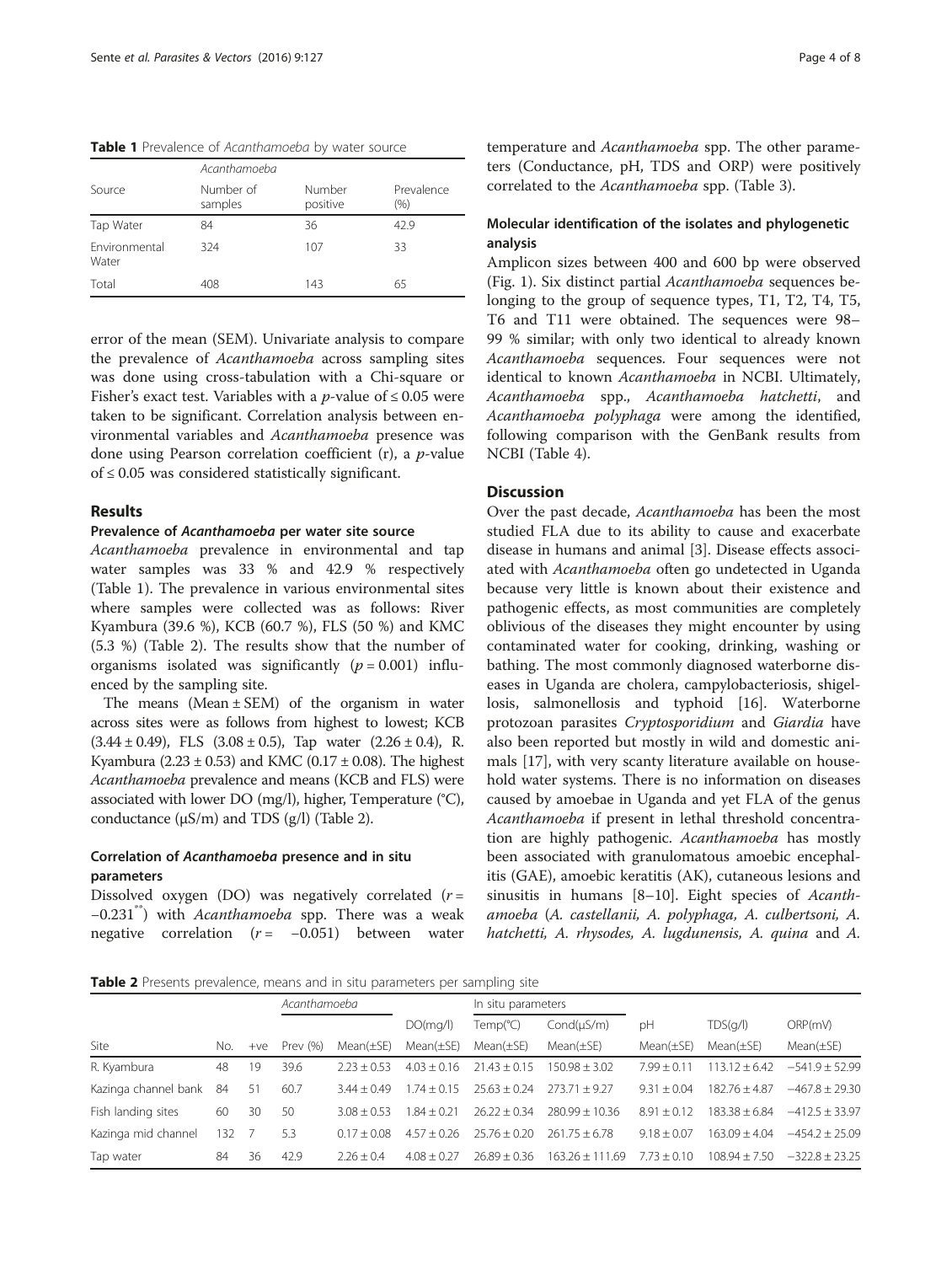**Table 1** Prevalence of *Acanthamoeba* by water source

| Source | *Acanthamoeba* | | |
|---|---|---|---|
| | Number of samples | Number positive | Prevalence (%) |
| Tap Water | 84 | 36 | 42.9 |
| Environmental Water | 324 | 107 | 33 |
| Total | 408 | 143 | 65 |

error of the mean (SEM). Univariate analysis to compare the prevalence of *Acanthamoeba* across sampling sites was done using cross-tabulation with a Chi-square or Fisher's exact test. Variables with a $p$-value of $\leq 0.05$ were taken to be significant. Correlation analysis between environmental variables and *Acanthamoeba* presence was done using Pearson correlation coefficient (r), a $p$-value of $\leq 0.05$ was considered statistically significant.

## Results

### Prevalence of *Acanthamoeba* per water site source

*Acanthamoeba* prevalence in environmental and tap water samples was 33 % and 42.9 % respectively (Table 1). The prevalence in various environmental sites where samples were collected was as follows: River Kyambura (39.6 %), KCB (60.7 %), FLS (50 %) and KMC (5.3 %) (Table 2). The results show that the number of organisms isolated was significantly ($p = 0.001$) influenced by the sampling site.

The means (Mean ± SEM) of the organism in water across sites were as follows from highest to lowest; KCB (3.44 ± 0.49), FLS (3.08 ± 0.5), Tap water (2.26 ± 0.4), R. Kyambura (2.23 ± 0.53) and KMC (0.17 ± 0.08). The highest *Acanthamoeba* prevalence and means (KCB and FLS) were associated with lower DO (mg/l), higher, Temperature (°C), conductance (μS/m) and TDS (g/l) (Table 2).

### Correlation of *Acanthamoeba* presence and in situ parameters

Dissolved oxygen (DO) was negatively correlated ($r = -0.231^{**}$) with *Acanthamoeba* spp. There was a weak negative correlation ($r = -0.051$) between water temperature and *Acanthamoeba* spp. The other parameters (Conductance, pH, TDS and ORP) were positively correlated to the *Acanthamoeba* spp. (Table 3).

### Molecular identification of the isolates and phylogenetic analysis

Amplicon sizes between 400 and 600 bp were observed (Fig. 1). Six distinct partial *Acanthamoeba* sequences belonging to the group of sequence types, T1, T2, T4, T5, T6 and T11 were obtained. The sequences were 98–99 % similar; with only two identical to already known *Acanthamoeba* sequences. Four sequences were not identical to known *Acanthamoeba* in NCBI. Ultimately, *Acanthamoeba* spp., *Acanthamoeba hatchetti*, and *Acanthamoeba polyphaga* were among the identified, following comparison with the GenBank results from NCBI (Table 4).

## Discussion

Over the past decade, *Acanthamoeba* has been the most studied FLA due to its ability to cause and exacerbate disease in humans and animal [3]. Disease effects associated with *Acanthamoeba* often go undetected in Uganda because very little is known about their existence and pathogenic effects, as most communities are completely oblivious of the diseases they might encounter by using contaminated water for cooking, drinking, washing or bathing. The most commonly diagnosed waterborne diseases in Uganda are cholera, campylobacteriosis, shigellosis, salmonellosis and typhoid [16]. Waterborne protozoan parasites *Cryptosporidium* and *Giardia* have also been reported but mostly in wild and domestic animals [17], with very scanty literature available on household water systems. There is no information on diseases caused by amoebae in Uganda and yet FLA of the genus *Acanthamoeba* if present in lethal threshold concentration are highly pathogenic. *Acanthamoeba* has mostly been associated with granulomatous amoebic encephalitis (GAE), amoebic keratitis (AK), cutaneous lesions and sinusitis in humans [8–10]. Eight species of *Acanthamoeba* (*A. castellanii, A. polyphaga, A. culbertsoni, A. hatchetti, A. rhysodes, A. lugdunensis, A. quina* and *A.*

**Table 2** Presents prevalence, means and in situ parameters per sampling site

| Site | No. | +ve | *Acanthamoeba* | | In situ parameters | | | | | |
|---|---|---|---|---|---|---|---|---|---|---|
| | | | Prev (%) | Mean(±SE) | DO(mg/l) Mean(±SE) | Temp(°C) Mean(±SE) | Cond(μS/m) Mean(±SE) | pH Mean(±SE) | TDS(g/l) Mean(±SE) | ORP(mV) Mean(±SE) |
| R. Kyambura | 48 | 19 | 39.6 | 2.23 ± 0.53 | 4.03 ± 0.16 | 21.43 ± 0.15 | 150.98 ± 3.02 | 7.99 ± 0.11 | 113.12 ± 6.42 | −541.9 ± 52.99 |
| Kazinga channel bank | 84 | 51 | 60.7 | 3.44 ± 0.49 | 1.74 ± 0.15 | 25.63 ± 0.24 | 273.71 ± 9.27 | 9.31 ± 0.04 | 182.76 ± 4.87 | −467.8 ± 29.30 |
| Fish landing sites | 60 | 30 | 50 | 3.08 ± 0.53 | 1.84 ± 0.21 | 26.22 ± 0.34 | 280.99 ± 10.36 | 8.91 ± 0.12 | 183.38 ± 6.84 | −412.5 ± 33.97 |
| Kazinga mid channel | 132 | 7 | 5.3 | 0.17 ± 0.08 | 4.57 ± 0.26 | 25.76 ± 0.20 | 261.75 ± 6.78 | 9.18 ± 0.07 | 163.09 ± 4.04 | −454.2 ± 25.09 |
| Tap water | 84 | 36 | 42.9 | 2.26 ± 0.4 | 4.08 ± 0.27 | 26.89 ± 0.36 | 163.26 ± 111.69 | 7.73 ± 0.10 | 108.94 ± 7.50 | −322.8 ± 23.25 |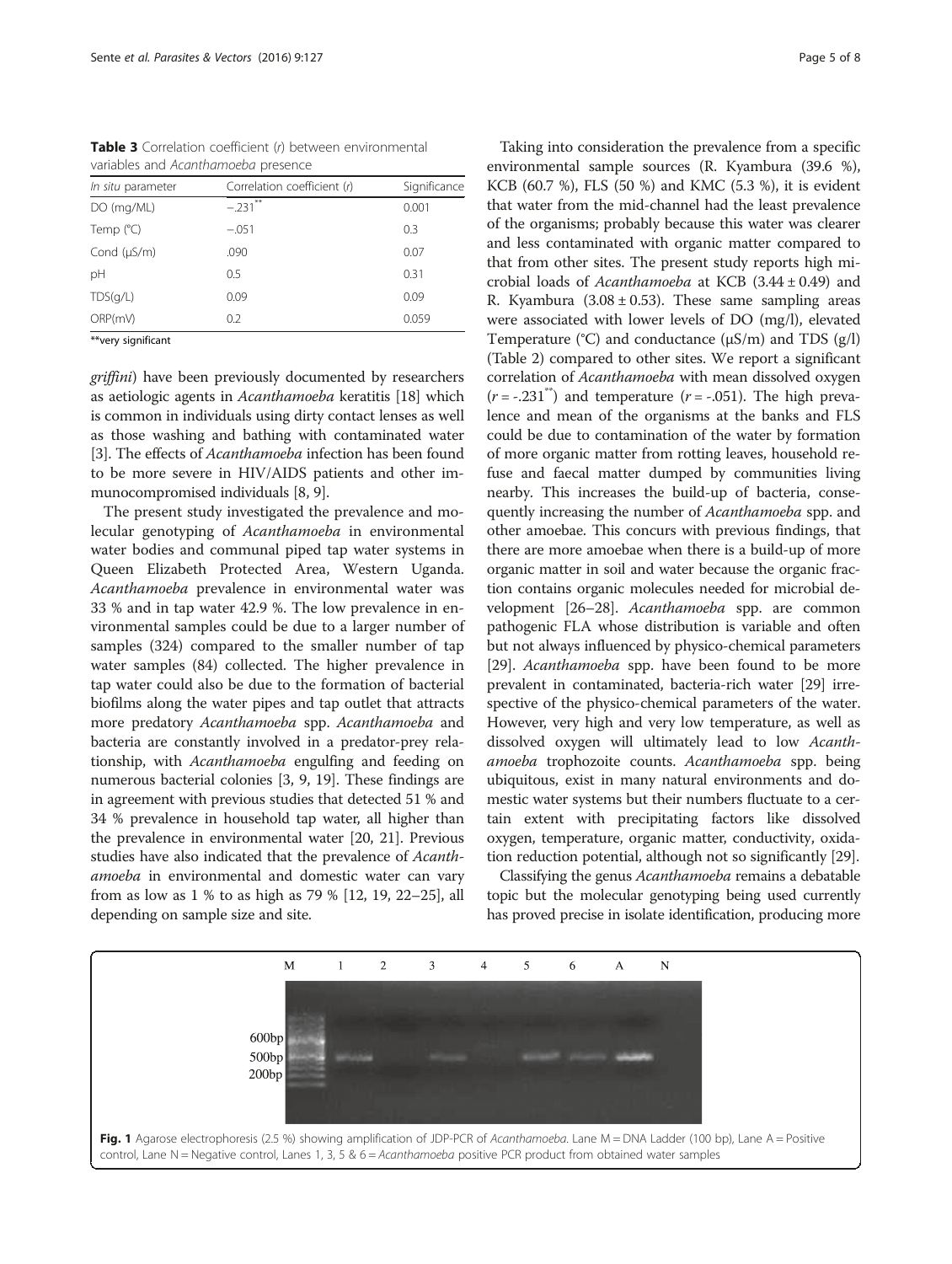**Table 3** Correlation coefficient (*r*) between environmental variables and *Acanthamoeba* presence

| *In situ* parameter | Correlation coefficient (*r*) | Significance |
|---|---|---|
| DO (mg/ML) | $-.231^{**}$ | 0.001 |
| Temp (°C) | −.051 | 0.3 |
| Cond (μS/m) | .090 | 0.07 |
| pH | 0.5 | 0.31 |
| TDS(g/L) | 0.09 | 0.09 |
| ORP(mV) | 0.2 | 0.059 |

**very significant

*griffini*) have been previously documented by researchers as aetiologic agents in *Acanthamoeba* keratitis [18] which is common in individuals using dirty contact lenses as well as those washing and bathing with contaminated water [3]. The effects of *Acanthamoeba* infection has been found to be more severe in HIV/AIDS patients and other immunocompromised individuals [8, 9].

The present study investigated the prevalence and molecular genotyping of *Acanthamoeba* in environmental water bodies and communal piped tap water systems in Queen Elizabeth Protected Area, Western Uganda. *Acanthamoeba* prevalence in environmental water was 33 % and in tap water 42.9 %. The low prevalence in environmental samples could be due to a larger number of samples (324) compared to the smaller number of tap water samples (84) collected. The higher prevalence in tap water could also be due to the formation of bacterial biofilms along the water pipes and tap outlet that attracts more predatory *Acanthamoeba* spp. *Acanthamoeba* and bacteria are constantly involved in a predator-prey relationship, with *Acanthamoeba* engulfing and feeding on numerous bacterial colonies [3, 9, 19]. These findings are in agreement with previous studies that detected 51 % and 34 % prevalence in household tap water, all higher than the prevalence in environmental water [20, 21]. Previous studies have also indicated that the prevalence of *Acanthamoeba* in environmental and domestic water can vary from as low as 1 % to as high as 79 % [12, 19, 22–25], all depending on sample size and site.

Taking into consideration the prevalence from a specific environmental sample sources (R. Kyambura (39.6 %), KCB (60.7 %), FLS (50 %) and KMC (5.3 %), it is evident that water from the mid-channel had the least prevalence of the organisms; probably because this water was clearer and less contaminated with organic matter compared to that from other sites. The present study reports high microbial loads of *Acanthamoeba* at KCB (3.44 ± 0.49) and R. Kyambura (3.08 ± 0.53). These same sampling areas were associated with lower levels of DO (mg/l), elevated Temperature (°C) and conductance (μS/m) and TDS (g/l) (Table 2) compared to other sites. We report a significant correlation of *Acanthamoeba* with mean dissolved oxygen ($r = -.231^{**}$) and temperature ($r = -.051$). The high prevalence and mean of the organisms at the banks and FLS could be due to contamination of the water by formation of more organic matter from rotting leaves, household refuse and faecal matter dumped by communities living nearby. This increases the build-up of bacteria, consequently increasing the number of *Acanthamoeba* spp. and other amoebae. This concurs with previous findings, that there are more amoebae when there is a build-up of more organic matter in soil and water because the organic fraction contains organic molecules needed for microbial development [26–28]. *Acanthamoeba* spp. are common pathogenic FLA whose distribution is variable and often but not always influenced by physico-chemical parameters [29]. *Acanthamoeba* spp. have been found to be more prevalent in contaminated, bacteria-rich water [29] irrespective of the physico-chemical parameters of the water. However, very high and very low temperature, as well as dissolved oxygen will ultimately lead to low *Acanthamoeba* trophozoite counts. *Acanthamoeba* spp. being ubiquitous, exist in many natural environments and domestic water systems but their numbers fluctuate to a certain extent with precipitating factors like dissolved oxygen, temperature, organic matter, conductivity, oxidation reduction potential, although not so significantly [29].

Classifying the genus *Acanthamoeba* remains a debatable topic but the molecular genotyping being used currently has proved precise in isolate identification, producing more

M 1 2 3 4 5 6 A N

600bp
500bp
200bp

**Fig. 1** Agarose electrophoresis (2.5 %) showing amplification of JDP-PCR of *Acanthamoeba*. Lane M = DNA Ladder (100 bp), Lane A = Positive control, Lane N = Negative control, Lanes 1, 3, 5 & 6 = *Acanthamoeba* positive PCR product from obtained water samples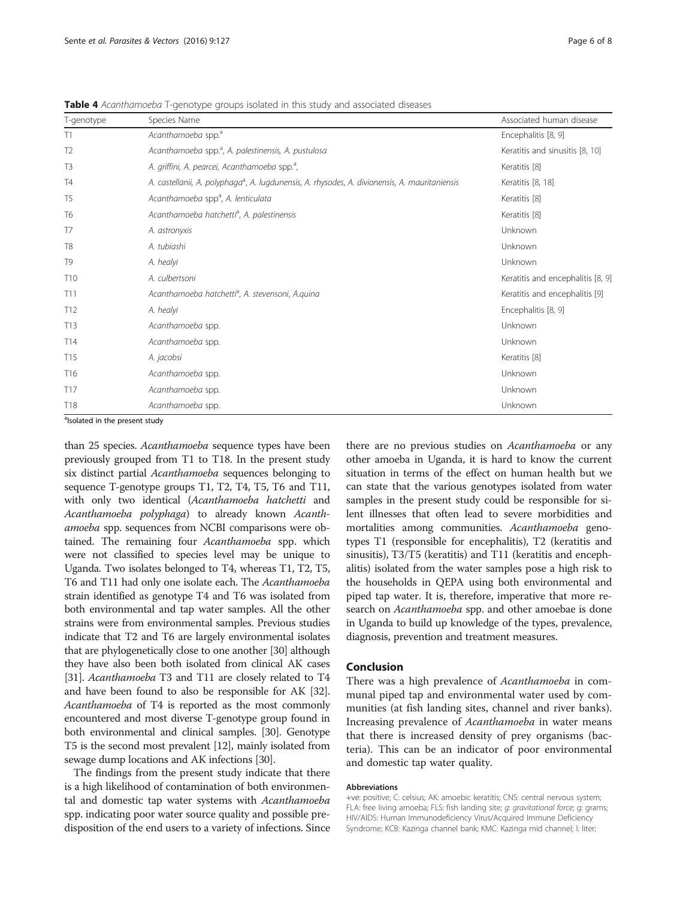**Table 4** *Acanthamoeba* T-genotype groups isolated in this study and associated diseases

| T-genotype | Species Name | Associated human disease |
|---|---|---|
| T1 | *Acanthamoeba* spp.[a] | Encephalitis [8, 9] |
| T2 | *Acanthamoeba* spp.[a], *A. palestinensis, A. pustulosa* | Keratitis and sinusitis [8, 10] |
| T3 | *A. griffini, A. pearcei, Acanthamoeba* spp.[a], | Keratitis [8] |
| T4 | *A. castellanii, A. polyphaga*[a], *A. lugdunensis, A. rhysodes, A. divionensis, A. mauritaniensis* | Keratitis [8, 18] |
| T5 | *Acanthamoeba* spp[a], *A. lenticulata* | Keratitis [8] |
| T6 | *Acanthamoeba hatchetti*[a], *A. palestinensis* | Keratitis [8] |
| T7 | *A. astronyxis* | Unknown |
| T8 | *A. tubiashi* | Unknown |
| T9 | *A. healyi* | Unknown |
| T10 | *A. culbertsoni* | Keratitis and encephalitis [8, 9] |
| T11 | *Acanthamoeba hatchetti*[a], *A. stevensoni, A.quina* | Keratitis and encephalitis [9] |
| T12 | *A. healyi* | Encephalitis [8, 9] |
| T13 | *Acanthamoeba* spp. | Unknown |
| T14 | *Acanthamoeba* spp. | Unknown |
| T15 | *A. jacobsi* | Keratitis [8] |
| T16 | *Acanthamoeba* spp. | Unknown |
| T17 | *Acanthamoeba* spp. | Unknown |
| T18 | *Acanthamoeba* spp. | Unknown |

[a]Isolated in the present study

than 25 species. *Acanthamoeba* sequence types have been previously grouped from T1 to T18. In the present study six distinct partial *Acanthamoeba* sequences belonging to sequence T-genotype groups T1, T2, T4, T5, T6 and T11, with only two identical (*Acanthamoeba hatchetti* and *Acanthamoeba polyphaga*) to already known *Acanthamoeba* spp. sequences from NCBI comparisons were obtained. The remaining four *Acanthamoeba* spp. which were not classified to species level may be unique to Uganda. Two isolates belonged to T4, whereas T1, T2, T5, T6 and T11 had only one isolate each. The *Acanthamoeba* strain identified as genotype T4 and T6 was isolated from both environmental and tap water samples. All the other strains were from environmental samples. Previous studies indicate that T2 and T6 are largely environmental isolates that are phylogenetically close to one another [30] although they have also been both isolated from clinical AK cases [31]. *Acanthamoeba* T3 and T11 are closely related to T4 and have been found to also be responsible for AK [32]. *Acanthamoeba* of T4 is reported as the most commonly encountered and most diverse T-genotype group found in both environmental and clinical samples. [30]. Genotype T5 is the second most prevalent [12], mainly isolated from sewage dump locations and AK infections [30].

The findings from the present study indicate that there is a high likelihood of contamination of both environmental and domestic tap water systems with *Acanthamoeba* spp. indicating poor water source quality and possible predisposition of the end users to a variety of infections. Since there are no previous studies on *Acanthamoeba* or any other amoeba in Uganda, it is hard to know the current situation in terms of the effect on human health but we can state that the various genotypes isolated from water samples in the present study could be responsible for silent illnesses that often lead to severe morbidities and mortalities among communities. *Acanthamoeba* genotypes T1 (responsible for encephalitis), T2 (keratitis and sinusitis), T3/T5 (keratitis) and T11 (keratitis and encephalitis) isolated from the water samples pose a high risk to the households in QEPA using both environmental and piped tap water. It is, therefore, imperative that more research on *Acanthamoeba* spp. and other amoebae is done in Uganda to build up knowledge of the types, prevalence, diagnosis, prevention and treatment measures.

## Conclusion

There was a high prevalence of *Acanthamoeba* in communal piped tap and environmental water used by communities (at fish landing sites, channel and river banks). Increasing prevalence of *Acanthamoeba* in water means that there is increased density of prey organisms (bacteria). This can be an indicator of poor environmental and domestic tap water quality.

#### Abbreviations

+ve: positive; C: celsius; AK: amoebic keratitis; CNS: central nervous system; FLA: free living amoeba; FLS: fish landing site; *g*: *gravitational force*; g: grams; HIV/AIDS: Human Immunodeficiency Virus/Acquired Immune Deficiency Syndrome; KCB: Kazinga channel bank; KMC: Kazinga mid channel; l: liter;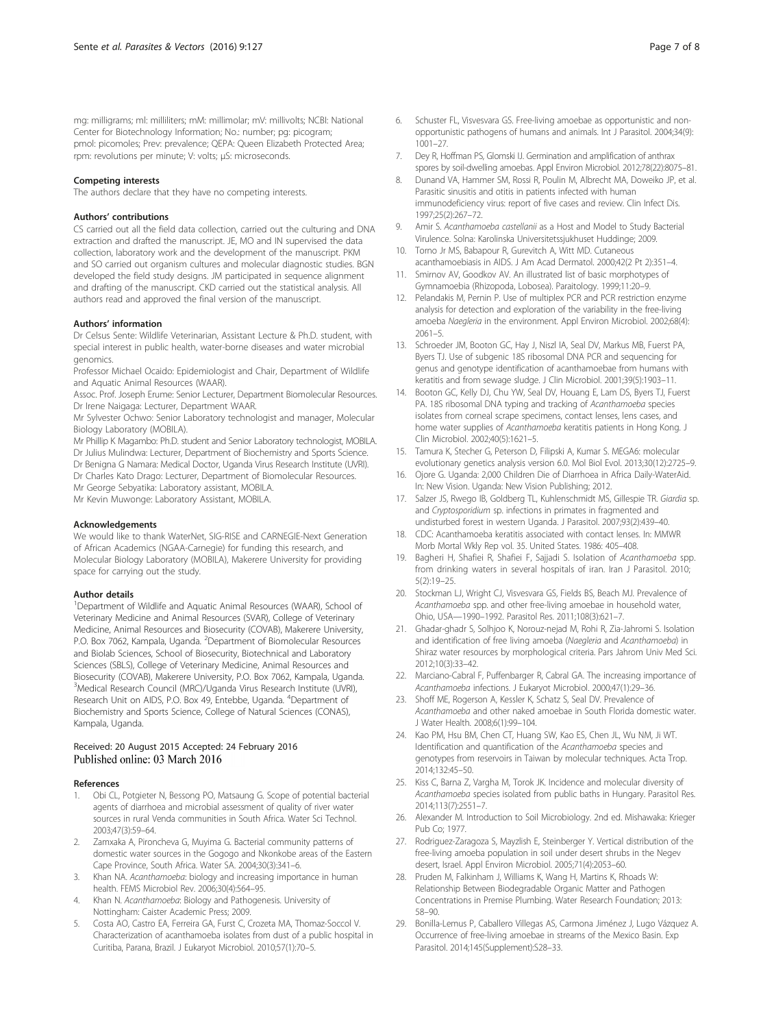mg: milligrams; ml: milliliters; mM: millimolar; mV: millivolts; NCBI: National Center for Biotechnology Information; No.: number; pg: picogram; pmol: picomoles; Prev: prevalence; QEPA: Queen Elizabeth Protected Area; rpm: revolutions per minute; V: volts; µS: microseconds.

### Competing interests

The authors declare that they have no competing interests.

### Authors' contributions

CS carried out all the field data collection, carried out the culturing and DNA extraction and drafted the manuscript. JE, MO and IN supervised the data collection, laboratory work and the development of the manuscript. PKM and SO carried out organism cultures and molecular diagnostic studies. BGN developed the field study designs. JM participated in sequence alignment and drafting of the manuscript. CKD carried out the statistical analysis. All authors read and approved the final version of the manuscript.

### Authors' information

Dr Celsus Sente: Wildlife Veterinarian, Assistant Lecture & Ph.D. student, with special interest in public health, water-borne diseases and water microbial genomics.

Professor Michael Ocaido: Epidemiologist and Chair, Department of Wildlife and Aquatic Animal Resources (WAAR).

Assoc. Prof. Joseph Erume: Senior Lecturer, Department Biomolecular Resources.

Dr Irene Naigaga: Lecturer, Department WAAR.

Mr Sylvester Ochwo: Senior Laboratory technologist and manager, Molecular Biology Laboratory (MOBILA).

Mr Phillip K Magambo: Ph.D. student and Senior Laboratory technologist, MOBILA.

Dr Julius Mulindwa: Lecturer, Department of Biochemistry and Sports Science.

Dr Benigna G Namara: Medical Doctor, Uganda Virus Research Institute (UVRI).

Dr Charles Kato Drago: Lecturer, Department of Biomolecular Resources.

Mr George Sebyatika: Laboratory assistant, MOBILA.

Mr Kevin Muwonge: Laboratory Assistant, MOBILA.

### Acknowledgements

We would like to thank WaterNet, SIG-RISE and CARNEGIE-Next Generation of African Academics (NGAA-Carnegie) for funding this research, and Molecular Biology Laboratory (MOBILA), Makerere University for providing space for carrying out the study.

### Author details

[1]Department of Wildlife and Aquatic Animal Resources (WAAR), School of Veterinary Medicine and Animal Resources (SVAR), College of Veterinary Medicine, Animal Resources and Biosecurity (COVAB), Makerere University, P.O. Box 7062, Kampala, Uganda. [2]Department of Biomolecular Resources and Biolab Sciences, School of Biosecurity, Biotechnical and Laboratory Sciences (SBLS), College of Veterinary Medicine, Animal Resources and Biosecurity (COVAB), Makerere University, P.O. Box 7062, Kampala, Uganda. [3]Medical Research Council (MRC)/Uganda Virus Research Institute (UVRI), Research Unit on AIDS, P.O. Box 49, Entebbe, Uganda. [4]Department of Biochemistry and Sports Science, College of Natural Sciences (CONAS), Kampala, Uganda.

Received: 20 August 2015 Accepted: 24 February 2016
Published online: 03 March 2016

### References

1. Obi CL, Potgieter N, Bessong PO, Matsaung G. Scope of potential bacterial agents of diarrhoea and microbial assessment of quality of river water sources in rural Venda communities in South Africa. Water Sci Technol. 2003;47(3):59–64.
2. Zamxaka A, Pironcheva G, Muyima G. Bacterial community patterns of domestic water sources in the Gogogo and Nkonkobe areas of the Eastern Cape Province, South Africa. Water SA. 2004;30(3):341–6.
3. Khan NA. *Acanthamoeba*: biology and increasing importance in human health. FEMS Microbiol Rev. 2006;30(4):564–95.
4. Khan N. *Acanthamoeba*: Biology and Pathogenesis. University of Nottingham: Caister Academic Press; 2009.
5. Costa AO, Castro EA, Ferreira GA, Furst C, Crozeta MA, Thomaz-Soccol V. Characterization of acanthamoeba isolates from dust of a public hospital in Curitiba, Parana, Brazil. J Eukaryot Microbiol. 2010;57(1):70–5.
6. Schuster FL, Visvesvara GS. Free-living amoebae as opportunistic and non-opportunistic pathogens of humans and animals. Int J Parasitol. 2004;34(9):1001–27.
7. Dey R, Hoffman PS, Glomski IJ. Germination and amplification of anthrax spores by soil-dwelling amoebas. Appl Environ Microbiol. 2012;78(22):8075–81.
8. Dunand VA, Hammer SM, Rossi R, Poulin M, Albrecht MA, Doweiko JP, et al. Parasitic sinusitis and otitis in patients infected with human immunodeficiency virus: report of five cases and review. Clin Infect Dis. 1997;25(2):267–72.
9. Amir S. *Acanthamoeba castellanii* as a Host and Model to Study Bacterial Virulence. Solna: Karolinska Universitetssjukhuset Huddinge; 2009.
10. Torno Jr MS, Babapour R, Gurevitch A, Witt MD. Cutaneous acanthamoebiasis in AIDS. J Am Acad Dermatol. 2000;42(2 Pt 2):351–4.
11. Smirnov AV, Goodkov AV. An illustrated list of basic morphotypes of Gymnamoebia (Rhizopoda, Lobosea). Paraitology. 1999;11:20–9.
12. Pelandakis M, Pernin P. Use of multiplex PCR and PCR restriction enzyme analysis for detection and exploration of the variability in the free-living amoeba *Naegleria* in the environment. Appl Environ Microbiol. 2002;68(4):2061–5.
13. Schroeder JM, Booton GC, Hay J, Niszl IA, Seal DV, Markus MB, Fuerst PA, Byers TJ. Use of subgenic 18S ribosomal DNA PCR and sequencing for genus and genotype identification of acanthamoebae from humans with keratitis and from sewage sludge. J Clin Microbiol. 2001;39(5):1903–11.
14. Booton GC, Kelly DJ, Chu YW, Seal DV, Houang E, Lam DS, Byers TJ, Fuerst PA. 18S ribosomal DNA typing and tracking of *Acanthamoeba* species isolates from corneal scrape specimens, contact lenses, lens cases, and home water supplies of *Acanthamoeba* keratitis patients in Hong Kong. J Clin Microbiol. 2002;40(5):1621–5.
15. Tamura K, Stecher G, Peterson D, Filipski A, Kumar S. MEGA6: molecular evolutionary genetics analysis version 6.0. Mol Biol Evol. 2013;30(12):2725–9.
16. Ojore G. Uganda: 2,000 Children Die of Diarrhoea in Africa Daily-WaterAid. In: New Vision. Uganda: New Vision Publishing; 2012.
17. Salzer JS, Rwego IB, Goldberg TL, Kuhlenschmidt MS, Gillespie TR. *Giardia* sp. and *Cryptosporidium* sp. infections in primates in fragmented and undisturbed forest in western Uganda. J Parasitol. 2007;93(2):439–40.
18. CDC: Acanthamoeba keratitis associated with contact lenses. In: MMWR Morb Mortal Wkly Rep vol. 35. United States. 1986: 405–408.
19. Bagheri H, Shafiei R, Shafiei F, Sajjadi S. Isolation of *Acanthamoeba* spp. from drinking waters in several hospitals of iran. Iran J Parasitol. 2010;5(2):19–25.
20. Stockman LJ, Wright CJ, Visvesvara GS, Fields BS, Beach MJ. Prevalence of *Acanthamoeba* spp. and other free-living amoebae in household water, Ohio, USA—1990–1992. Parasitol Res. 2011;108(3):621–7.
21. Ghadar-ghadr S, Solhjoo K, Norouz-nejad M, Rohi R, Zia-Jahromi S. Isolation and identification of free living amoeba (*Naegleria* and *Acanthamoeba*) in Shiraz water resources by morphological criteria. Pars Jahrom Univ Med Sci. 2012;10(3):33–42.
22. Marciano-Cabral F, Puffenbarger R, Cabral GA. The increasing importance of *Acanthamoeba* infections. J Eukaryot Microbiol. 2000;47(1):29–36.
23. Shoff ME, Rogerson A, Kessler K, Schatz S, Seal DV. Prevalence of *Acanthamoeba* and other naked amoebae in South Florida domestic water. J Water Health. 2008;6(1):99–104.
24. Kao PM, Hsu BM, Chen CT, Huang SW, Kao ES, Chen JL, Wu NM, Ji WT. Identification and quantification of the *Acanthamoeba* species and genotypes from reservoirs in Taiwan by molecular techniques. Acta Trop. 2014;132:45–50.
25. Kiss C, Barna Z, Vargha M, Torok JK. Incidence and molecular diversity of *Acanthamoeba* species isolated from public baths in Hungary. Parasitol Res. 2014;113(7):2551–7.
26. Alexander M. Introduction to Soil Microbiology. 2nd ed. Mishawaka: Krieger Pub Co; 1977.
27. Rodriguez-Zaragoza S, Mayzlish E, Steinberger Y. Vertical distribution of the free-living amoeba population in soil under desert shrubs in the Negev desert, Israel. Appl Environ Microbiol. 2005;71(4):2053–60.
28. Pruden M, Falkinham J, Williams K, Wang H, Martins K, Rhoads W: Relationship Between Biodegradable Organic Matter and Pathogen Concentrations in Premise Plumbing. Water Research Foundation; 2013: 58–90.
29. Bonilla-Lemus P, Caballero Villegas AS, Carmona Jiménez J, Lugo Vázquez A. Occurrence of free-living amoebae in streams of the Mexico Basin. Exp Parasitol. 2014;145(Supplement):S28–33.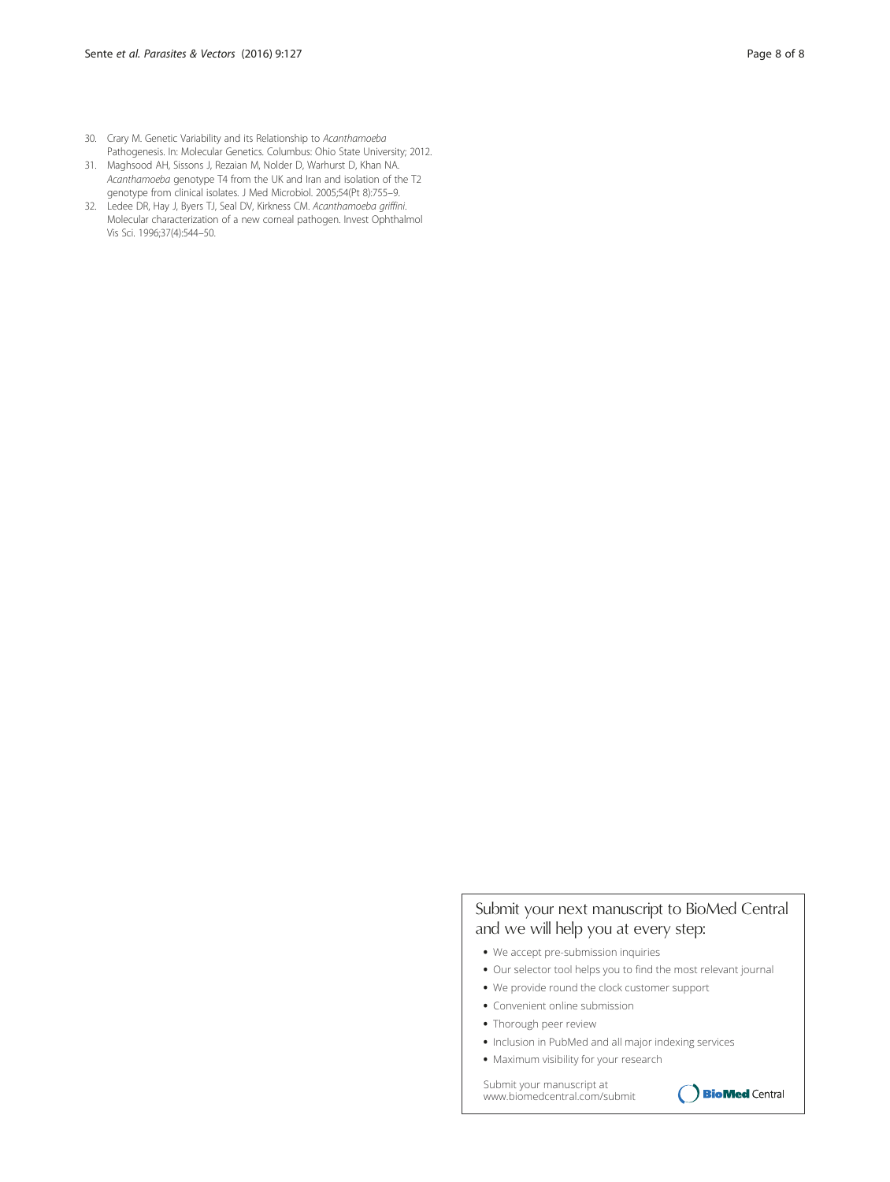30. Crary M. Genetic Variability and its Relationship to *Acanthamoeba* Pathogenesis. In: Molecular Genetics. Columbus: Ohio State University; 2012.
31. Maghsood AH, Sissons J, Rezaian M, Nolder D, Warhurst D, Khan NA. *Acanthamoeba* genotype T4 from the UK and Iran and isolation of the T2 genotype from clinical isolates. J Med Microbiol. 2005;54(Pt 8):755–9.
32. Ledee DR, Hay J, Byers TJ, Seal DV, Kirkness CM. *Acanthamoeba griffini*. Molecular characterization of a new corneal pathogen. Invest Ophthalmol Vis Sci. 1996;37(4):544–50.

Submit your next manuscript to BioMed Central and we will help you at every step:

- We accept pre-submission inquiries
- Our selector tool helps you to find the most relevant journal
- We provide round the clock customer support
- Convenient online submission
- Thorough peer review
- Inclusion in PubMed and all major indexing services
- Maximum visibility for your research

Submit your manuscript at
www.biomedcentral.com/submit

BioMed Central